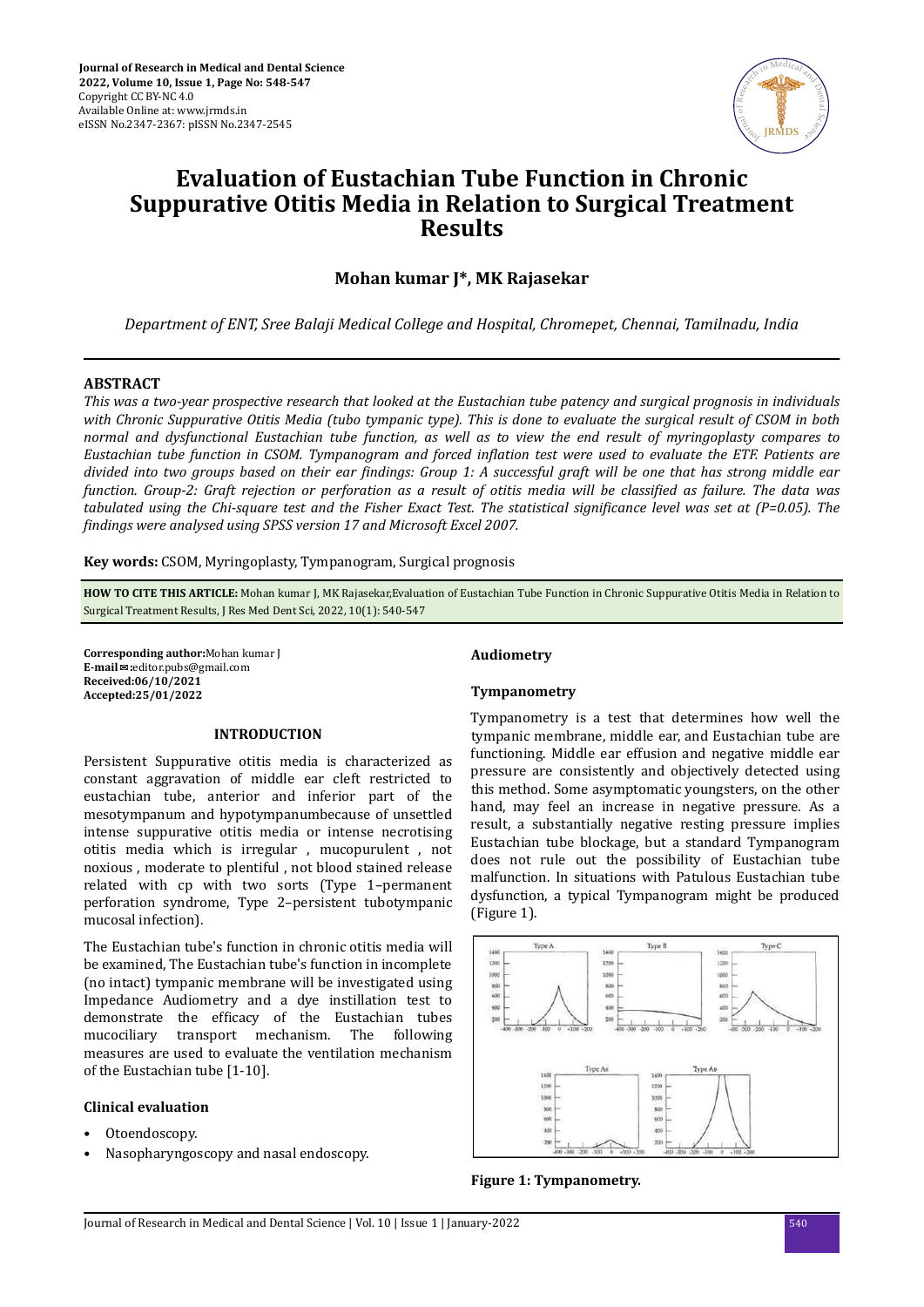# Evaluation of Eustachian Tube Function in Chronic Suppurative Otitis Media in Relation to Surgical Treatment Results

**Mohan kumar J\*, MK Rajasekar**

*Department of ENT, Sree Balaji Medical College and Hospital, Chromepet, Chennai, Tamilnadu, India*

## ABSTRACT

*This was a two-year prospective research that looked at the Eustachian tube patency and surgical prognosis in individuals with Chronic Suppurative Otitis Media (tubo tympanic type). This is done to evaluate the surgical result of CSOM in both normal and dysfunctional Eustachian tube function, as well as to view the end result of myringoplasty compares to Eustachian tube function in CSOM. Tympanogram and forced inflation test were used to evaluate the ETF. Patients are divided into two groups based on their ear findings: Group 1: A successful graft will be one that has strong middle ear function. Group-2: Graft rejection or perforation as a result of otitis media will be classified as failure. The data was tabulated using the Chi-square test and the Fisher Exact Test. The statistical significance level was set at (P=0.05). The findings were analysed using SPSS version 17 and Microsoft Excel 2007.*

**Key words:** CSOM, Myringoplasty, Tympanogram, Surgical prognosis

**HOW TO CITE THIS ARTICLE:** Mohan kumar J, MK Rajasekar,Evaluation of Eustachian Tube Function in Chronic Suppurative Otitis Media in Relation to Surgical Treatment Results, J Res Med Dent Sci, 2022, 10(1): 540-547

**Corresponding author:**Mohan kumar J
**E-mail:**editor.pubs@gmail.com
**Received:06/10/2021**
**Accepted:25/01/2022**

## INTRODUCTION

Persistent Suppurative otitis media is characterized as constant aggravation of middle ear cleft restricted to eustachian tube, anterior and inferior part of the mesotympanum and hypotympanumbecause of unsettled intense suppurative otitis media or intense necrotising otitis media which is irregular , mucopurulent , not noxious , moderate to plentiful , not blood stained release related with cp with two sorts (Type 1–permanent perforation syndrome, Type 2–persistent tubotympanic mucosal infection).

The Eustachian tube's function in chronic otitis media will be examined, The Eustachian tube's function in incomplete (no intact) tympanic membrane will be investigated using Impedance Audiometry and a dye instillation test to demonstrate the efficacy of the Eustachian tubes mucociliary transport mechanism. The following measures are used to evaluate the ventilation mechanism of the Eustachian tube [1-10].

### Clinical evaluation

- Otoendoscopy.
- Nasopharyngoscopy and nasal endoscopy.

### Audiometry

### Tympanometry

Tympanometry is a test that determines how well the tympanic membrane, middle ear, and Eustachian tube are functioning. Middle ear effusion and negative middle ear pressure are consistently and objectively detected using this method. Some asymptomatic youngsters, on the other hand, may feel an increase in negative pressure. As a result, a substantially negative resting pressure implies Eustachian tube blockage, but a standard Tympanogram does not rule out the possibility of Eustachian tube malfunction. In situations with Patulous Eustachian tube dysfunction, a typical Tympanogram might be produced (Figure 1).

**Figure 1: Tympanometry.**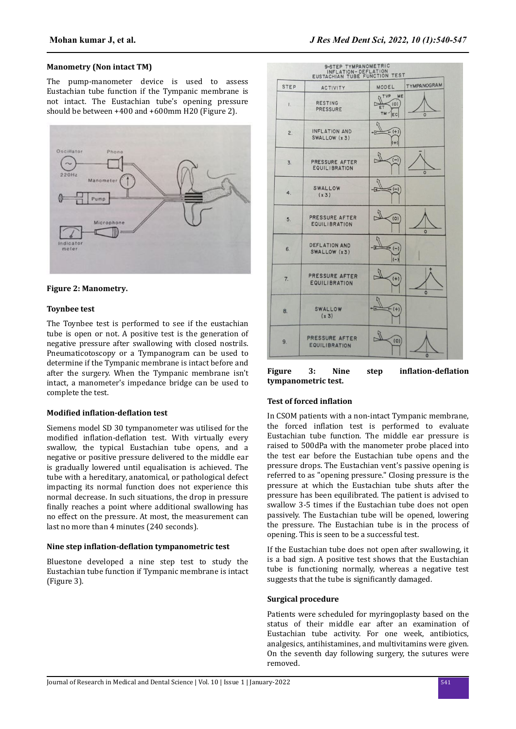### Manometry (Non intact TM)

The pump-manometer device is used to assess Eustachian tube function if the Tympanic membrane is not intact. The Eustachian tube's opening pressure should be between +400 and +600mm H20 (Figure 2).

**Figure 2: Manometry.**

### Toynbee test

The Toynbee test is performed to see if the eustachian tube is open or not. A positive test is the generation of negative pressure after swallowing with closed nostrils. Pneumaticotoscopy or a Tympanogram can be used to determine if the Tympanic membrane is intact before and after the surgery. When the Tympanic membrane isn't intact, a manometer's impedance bridge can be used to complete the test.

### Modified inflation-deflation test

Siemens model SD 30 tympanometer was utilised for the modified inflation-deflation test. With virtually every swallow, the typical Eustachian tube opens, and a negative or positive pressure delivered to the middle ear is gradually lowered until equalisation is achieved. The tube with a hereditary, anatomical, or pathological defect impacting its normal function does not experience this normal decrease. In such situations, the drop in pressure finally reaches a point where additional swallowing has no effect on the pressure. At most, the measurement can last no more than 4 minutes (240 seconds).

### Nine step inflation-deflation tympanometric test

Bluestone developed a nine step test to study the Eustachian tube function if Tympanic membrane is intact (Figure 3).

**Figure 3: Nine step inflation-deflation tympanometric test.**

### Test of forced inflation

In CSOM patients with a non-intact Tympanic membrane, the forced inflation test is performed to evaluate Eustachian tube function. The middle ear pressure is raised to 500dPa with the manometer probe placed into the test ear before the Eustachian tube opens and the pressure drops. The Eustachian vent's passive opening is referred to as "opening pressure." Closing pressure is the pressure at which the Eustachian tube shuts after the pressure has been equilibrated. The patient is advised to swallow 3-5 times if the Eustachian tube does not open passively. The Eustachian tube will be opened, lowering the pressure. The Eustachian tube is in the process of opening. This is seen to be a successful test.

If the Eustachian tube does not open after swallowing, it is a bad sign. A positive test shows that the Eustachian tube is functioning normally, whereas a negative test suggests that the tube is significantly damaged.

### Surgical procedure

Patients were scheduled for myringoplasty based on the status of their middle ear after an examination of Eustachian tube activity. For one week, antibiotics, analgesics, antihistamines, and multivitamins were given. On the seventh day following surgery, the sutures were removed.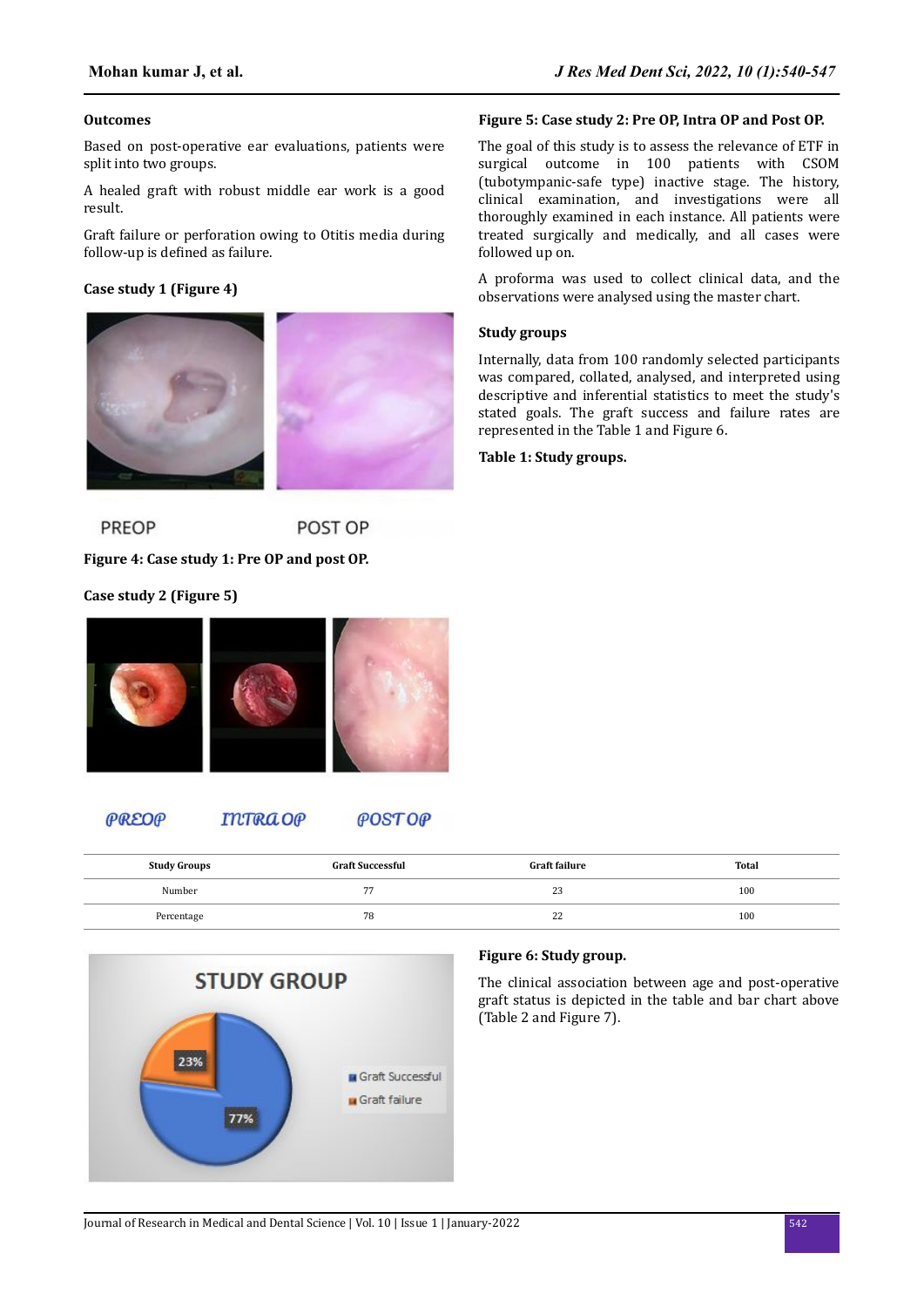### Outcomes

Based on post-operative ear evaluations, patients were split into two groups.

A healed graft with robust middle ear work is a good result.

Graft failure or perforation owing to Otitis media during follow-up is defined as failure.

### Case study 1 (Figure 4)

PREOP POST OP

**Figure 4: Case study 1: Pre OP and post OP.**

### Case study 2 (Figure 5)

PREOP INTRA OP POST OP

**Figure 5: Case study 2: Pre OP, Intra OP and Post OP.**

The goal of this study is to assess the relevance of ETF in surgical outcome in 100 patients with CSOM (tubotympanic-safe type) inactive stage. The history, clinical examination, and investigations were all thoroughly examined in each instance. All patients were treated surgically and medically, and all cases were followed up on.

A proforma was used to collect clinical data, and the observations were analysed using the master chart.

### Study groups

Internally, data from 100 randomly selected participants was compared, collated, analysed, and interpreted using descriptive and inferential statistics to meet the study's stated goals. The graft success and failure rates are represented in the Table 1 and Figure 6.

**Table 1: Study groups.**

| Study Groups | Graft Successful | Graft failure | Total |
|---|---|---|---|
| Number | 77 | 23 | 100 |
| Percentage | 78 | 22 | 100 |

STUDY GROUP

23%

77%

Graft Successful

Graft failure

**Figure 6: Study group.**

The clinical association between age and post-operative graft status is depicted in the table and bar chart above (Table 2 and Figure 7).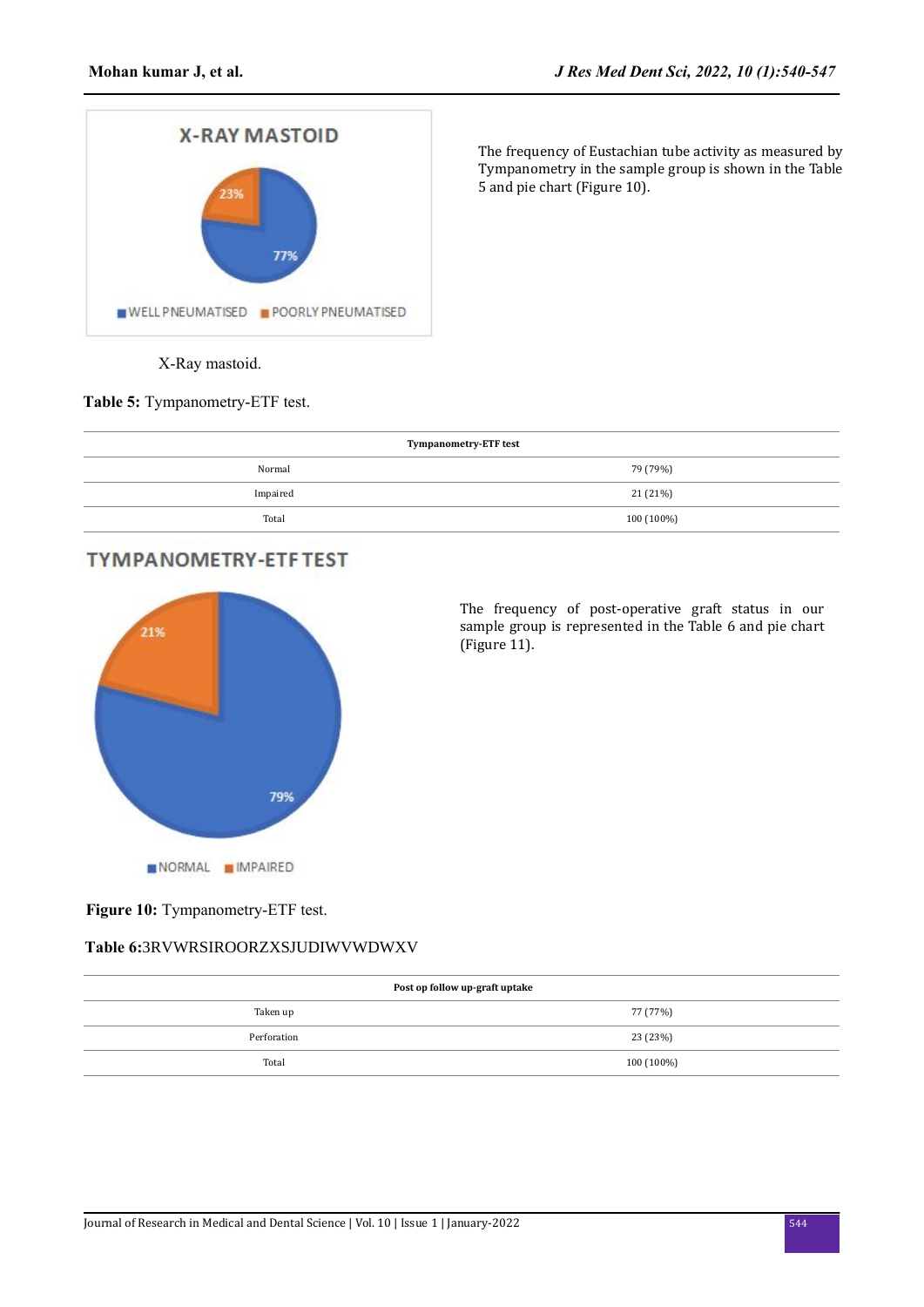X-Ray mastoid.

The frequency of Eustachian tube activity as measured by Tympanometry in the sample group is shown in the Table 5 and pie chart (Figure 10).

**Table 5:** Tympanometry-ETF test.

| Tympanometry-ETF test | |
|---|---|
| Normal | 79 (79%) |
| Impaired | 21 (21%) |
| Total | 100 (100%) |

**Figure 10:** Tympanometry-ETF test.

The frequency of post-operative graft status in our sample group is represented in the Table 6 and pie chart (Figure 11).

**Table 6:**3RVWRSIROORZXSJUDIWVWDWXV

| Post op follow up-graft uptake | |
|---|---|
| Taken up | 77 (77%) |
| Perforation | 23 (23%) |
| Total | 100 (100%) |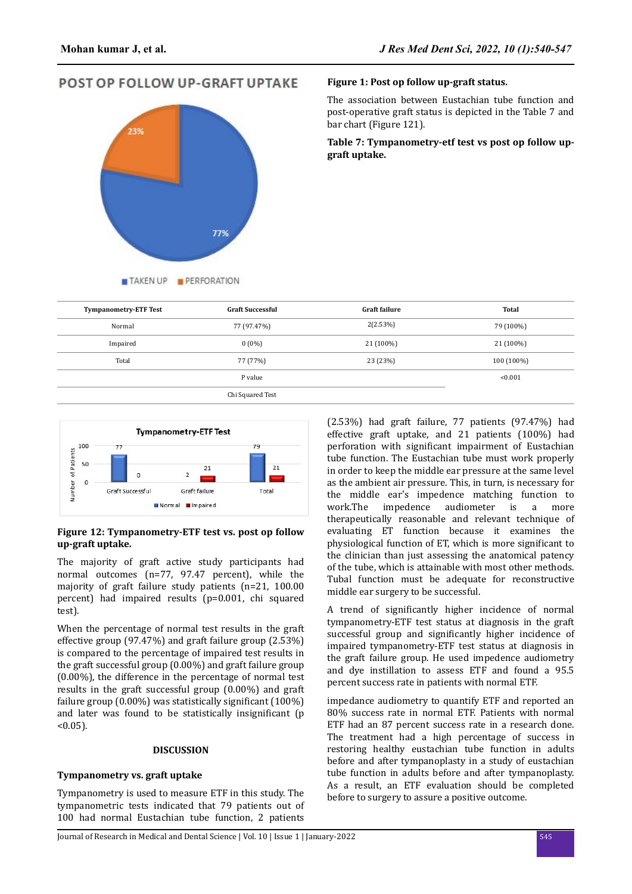**Figure 1: Post op follow up-graft status.**

The association between Eustachian tube function and post-operative graft status is depicted in the Table 7 and bar chart (Figure 121).

**Table 7: Tympanometry-etf test vs post op follow up-graft uptake.**

| Tympanometry-ETF Test | Graft Successful | Graft failure | Total |
|---|---|---|---|
| Normal | 77 (97.47%) | 2(2.53%) | 79 (100%) |
| Impaired | 0 (0%) | 21 (100%) | 21 (100%) |
| Total | 77 (77%) | 23 (23%) | 100 (100%) |
| | P value | | <0.001 |
| | Chi Squared Test | | |

**Figure 12: Tympanometry-ETF test vs. post op follow up-graft uptake.**

The majority of graft active study participants had normal outcomes (n=77, 97.47 percent), while the majority of graft failure study patients (n=21, 100.00 percent) had impaired results (p=0.001, chi squared test).

When the percentage of normal test results in the graft effective group (97.47%) and graft failure group (2.53%) is compared to the percentage of impaired test results in the graft successful group (0.00%) and graft failure group (0.00%), the difference in the percentage of normal test results in the graft successful group (0.00%) and graft failure group (0.00%) was statistically significant (100%) and later was found to be statistically insignificant (p <0.05).

## DISCUSSION

### Tympanometry vs. graft uptake

Tympanometry is used to measure ETF in this study. The tympanometric tests indicated that 79 patients out of 100 had normal Eustachian tube function, 2 patients (2.53%) had graft failure, 77 patients (97.47%) had effective graft uptake, and 21 patients (100%) had perforation with significant impairment of Eustachian tube function. The Eustachian tube must work properly in order to keep the middle ear pressure at the same level as the ambient air pressure. This, in turn, is necessary for the middle ear's impedence matching function to work.The impedence audiometer is a more therapeutically reasonable and relevant technique of evaluating ET function because it examines the physiological function of ET, which is more significant to the clinician than just assessing the anatomical patency of the tube, which is attainable with most other methods. Tubal function must be adequate for reconstructive middle ear surgery to be successful.

A trend of significantly higher incidence of normal tympanometry-ETF test status at diagnosis in the graft successful group and significantly higher incidence of impaired tympanometry-ETF test status at diagnosis in the graft failure group. He used impedence audiometry and dye instillation to assess ETF and found a 95.5 percent success rate in patients with normal ETF.

impedance audiometry to quantify ETF and reported an 80% success rate in normal ETF. Patients with normal ETF had an 87 percent success rate in a research done. The treatment had a high percentage of success in restoring healthy eustachian tube function in adults before and after tympanoplasty in a study of eustachian tube function in adults before and after tympanoplasty. As a result, an ETF evaluation should be completed before to surgery to assure a positive outcome.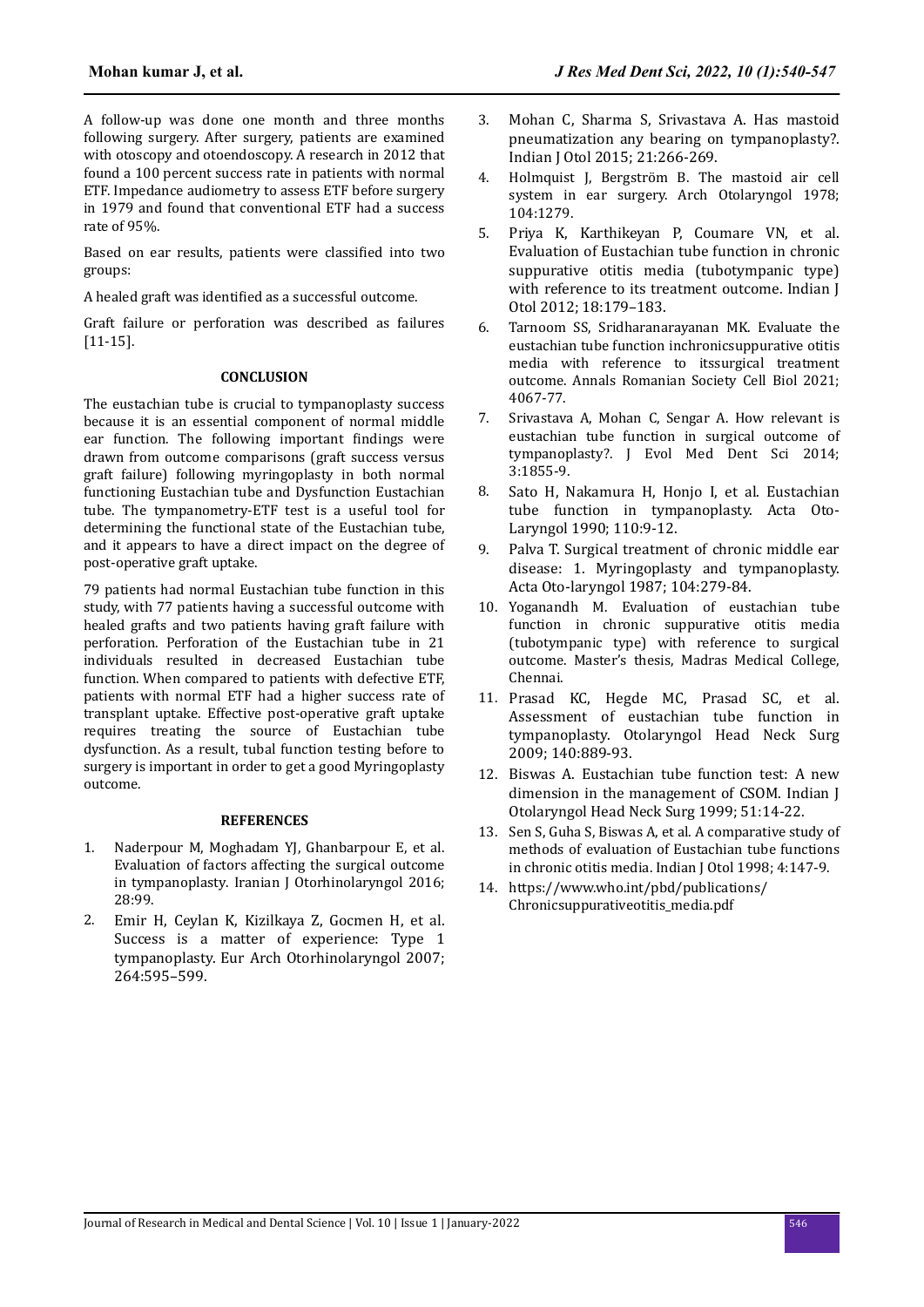A follow-up was done one month and three months following surgery. After surgery, patients are examined with otoscopy and otoendoscopy. A research in 2012 that found a 100 percent success rate in patients with normal ETF. Impedance audiometry to assess ETF before surgery in 1979 and found that conventional ETF had a success rate of 95%.

Based on ear results, patients were classified into two groups:

A healed graft was identified as a successful outcome.

Graft failure or perforation was described as failures [11-15].

## CONCLUSION

The eustachian tube is crucial to tympanoplasty success because it is an essential component of normal middle ear function. The following important findings were drawn from outcome comparisons (graft success versus graft failure) following myringoplasty in both normal functioning Eustachian tube and Dysfunction Eustachian tube. The tympanometry-ETF test is a useful tool for determining the functional state of the Eustachian tube, and it appears to have a direct impact on the degree of post-operative graft uptake.

79 patients had normal Eustachian tube function in this study, with 77 patients having a successful outcome with healed grafts and two patients having graft failure with perforation. Perforation of the Eustachian tube in 21 individuals resulted in decreased Eustachian tube function. When compared to patients with defective ETF, patients with normal ETF had a higher success rate of transplant uptake. Effective post-operative graft uptake requires treating the source of Eustachian tube dysfunction. As a result, tubal function testing before to surgery is important in order to get a good Myringoplasty outcome.

## REFERENCES

1. Naderpour M, Moghadam YJ, Ghanbarpour E, et al. Evaluation of factors affecting the surgical outcome in tympanoplasty. Iranian J Otorhinolaryngol 2016; 28:99.
2. Emir H, Ceylan K, Kizilkaya Z, Gocmen H, et al. Success is a matter of experience: Type 1 tympanoplasty. Eur Arch Otorhinolaryngol 2007; 264:595–599.
3. Mohan C, Sharma S, Srivastava A. Has mastoid pneumatization any bearing on tympanoplasty?. Indian J Otol 2015; 21:266-269.
4. Holmquist J, Bergström B. The mastoid air cell system in ear surgery. Arch Otolaryngol 1978; 104:1279.
5. Priya K, Karthikeyan P, Coumare VN, et al. Evaluation of Eustachian tube function in chronic suppurative otitis media (tubotympanic type) with reference to its treatment outcome. Indian J Otol 2012; 18:179–183.
6. Tarnoom SS, Sridharanarayanan MK. Evaluate the eustachian tube function inchronicsuppurative otitis media with reference to itssurgical treatment outcome. Annals Romanian Society Cell Biol 2021; 4067-77.
7. Srivastava A, Mohan C, Sengar A. How relevant is eustachian tube function in surgical outcome of tympanoplasty?. J Evol Med Dent Sci 2014; 3:1855-9.
8. Sato H, Nakamura H, Honjo I, et al. Eustachian tube function in tympanoplasty. Acta Oto-Laryngol 1990; 110:9-12.
9. Palva T. Surgical treatment of chronic middle ear disease: 1. Myringoplasty and tympanoplasty. Acta Oto-laryngol 1987; 104:279-84.
10. Yoganandh M. Evaluation of eustachian tube function in chronic suppurative otitis media (tubotympanic type) with reference to surgical outcome. Master's thesis, Madras Medical College, Chennai.
11. Prasad KC, Hegde MC, Prasad SC, et al. Assessment of eustachian tube function in tympanoplasty. Otolaryngol Head Neck Surg 2009; 140:889-93.
12. Biswas A. Eustachian tube function test: A new dimension in the management of CSOM. Indian J Otolaryngol Head Neck Surg 1999; 51:14-22.
13. Sen S, Guha S, Biswas A, et al. A comparative study of methods of evaluation of Eustachian tube functions in chronic otitis media. Indian J Otol 1998; 4:147-9.
14. https://www.who.int/pbd/publications/Chronicsuppurativeotitis_media.pdf